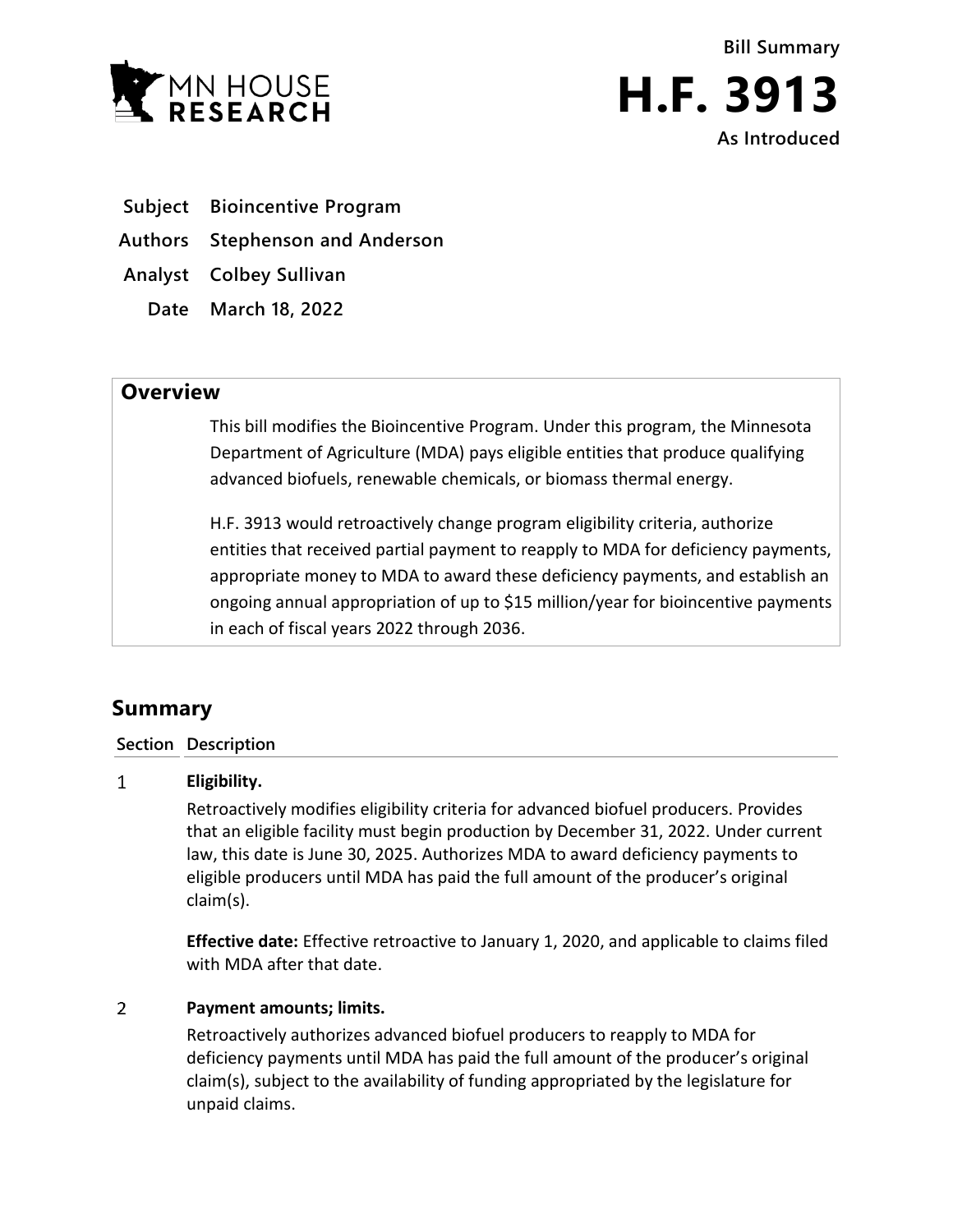Bill Summary

# H.F. 3913

As Introduced

| | |
|---|---|
| **Subject** | **Bioincentive Program** |
| **Authors** | **Stephenson and Anderson** |
| **Analyst** | **Colbey Sullivan** |
| **Date** | **March 18, 2022** |

## Overview

This bill modifies the Bioincentive Program. Under this program, the Minnesota Department of Agriculture (MDA) pays eligible entities that produce qualifying advanced biofuels, renewable chemicals, or biomass thermal energy.

H.F. 3913 would retroactively change program eligibility criteria, authorize entities that received partial payment to reapply to MDA for deficiency payments, appropriate money to MDA to award these deficiency payments, and establish an ongoing annual appropriation of up to $15 million/year for bioincentive payments in each of fiscal years 2022 through 2036.

## Summary

| Section | Description |
|---|---|
| 1 | **Eligibility.**<br><br>Retroactively modifies eligibility criteria for advanced biofuel producers. Provides that an eligible facility must begin production by December 31, 2022. Under current law, this date is June 30, 2025. Authorizes MDA to award deficiency payments to eligible producers until MDA has paid the full amount of the producer's original claim(s).<br><br>**Effective date:** Effective retroactive to January 1, 2020, and applicable to claims filed with MDA after that date. |
| 2 | **Payment amounts; limits.**<br><br>Retroactively authorizes advanced biofuel producers to reapply to MDA for deficiency payments until MDA has paid the full amount of the producer's original claim(s), subject to the availability of funding appropriated by the legislature for unpaid claims. |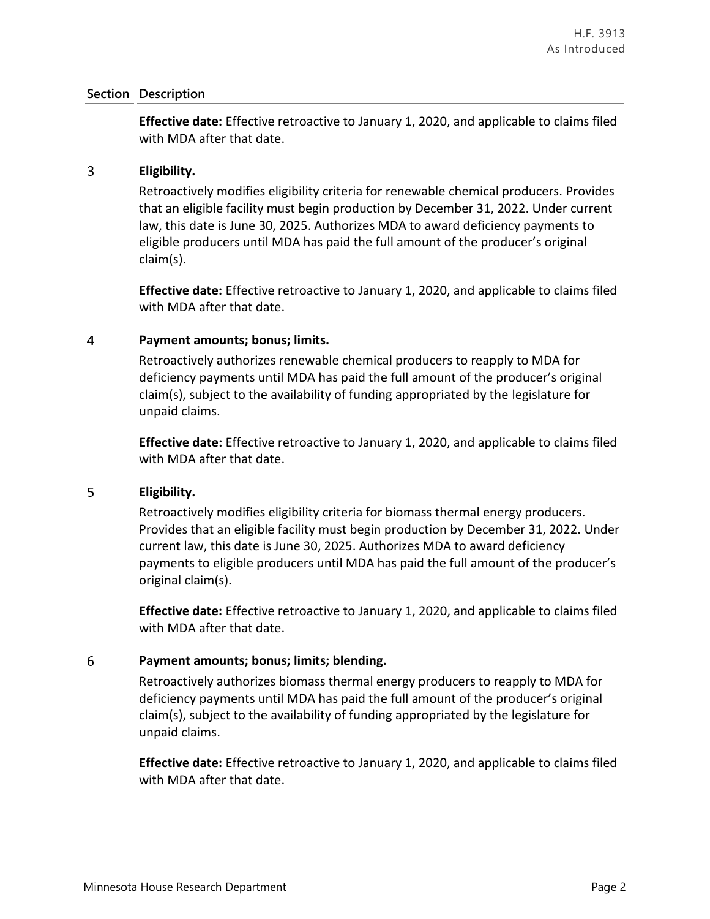| Section | Description |
|---|---|
| | **Effective date:** Effective retroactive to January 1, 2020, and applicable to claims filed with MDA after that date. |
| 3 | **Eligibility.**<br><br>Retroactively modifies eligibility criteria for renewable chemical producers. Provides that an eligible facility must begin production by December 31, 2022. Under current law, this date is June 30, 2025. Authorizes MDA to award deficiency payments to eligible producers until MDA has paid the full amount of the producer's original claim(s).<br><br>**Effective date:** Effective retroactive to January 1, 2020, and applicable to claims filed with MDA after that date. |
| 4 | **Payment amounts; bonus; limits.**<br><br>Retroactively authorizes renewable chemical producers to reapply to MDA for deficiency payments until MDA has paid the full amount of the producer's original claim(s), subject to the availability of funding appropriated by the legislature for unpaid claims.<br><br>**Effective date:** Effective retroactive to January 1, 2020, and applicable to claims filed with MDA after that date. |
| 5 | **Eligibility.**<br><br>Retroactively modifies eligibility criteria for biomass thermal energy producers. Provides that an eligible facility must begin production by December 31, 2022. Under current law, this date is June 30, 2025. Authorizes MDA to award deficiency payments to eligible producers until MDA has paid the full amount of the producer's original claim(s).<br><br>**Effective date:** Effective retroactive to January 1, 2020, and applicable to claims filed with MDA after that date. |
| 6 | **Payment amounts; bonus; limits; blending.**<br><br>Retroactively authorizes biomass thermal energy producers to reapply to MDA for deficiency payments until MDA has paid the full amount of the producer's original claim(s), subject to the availability of funding appropriated by the legislature for unpaid claims.<br><br>**Effective date:** Effective retroactive to January 1, 2020, and applicable to claims filed with MDA after that date. |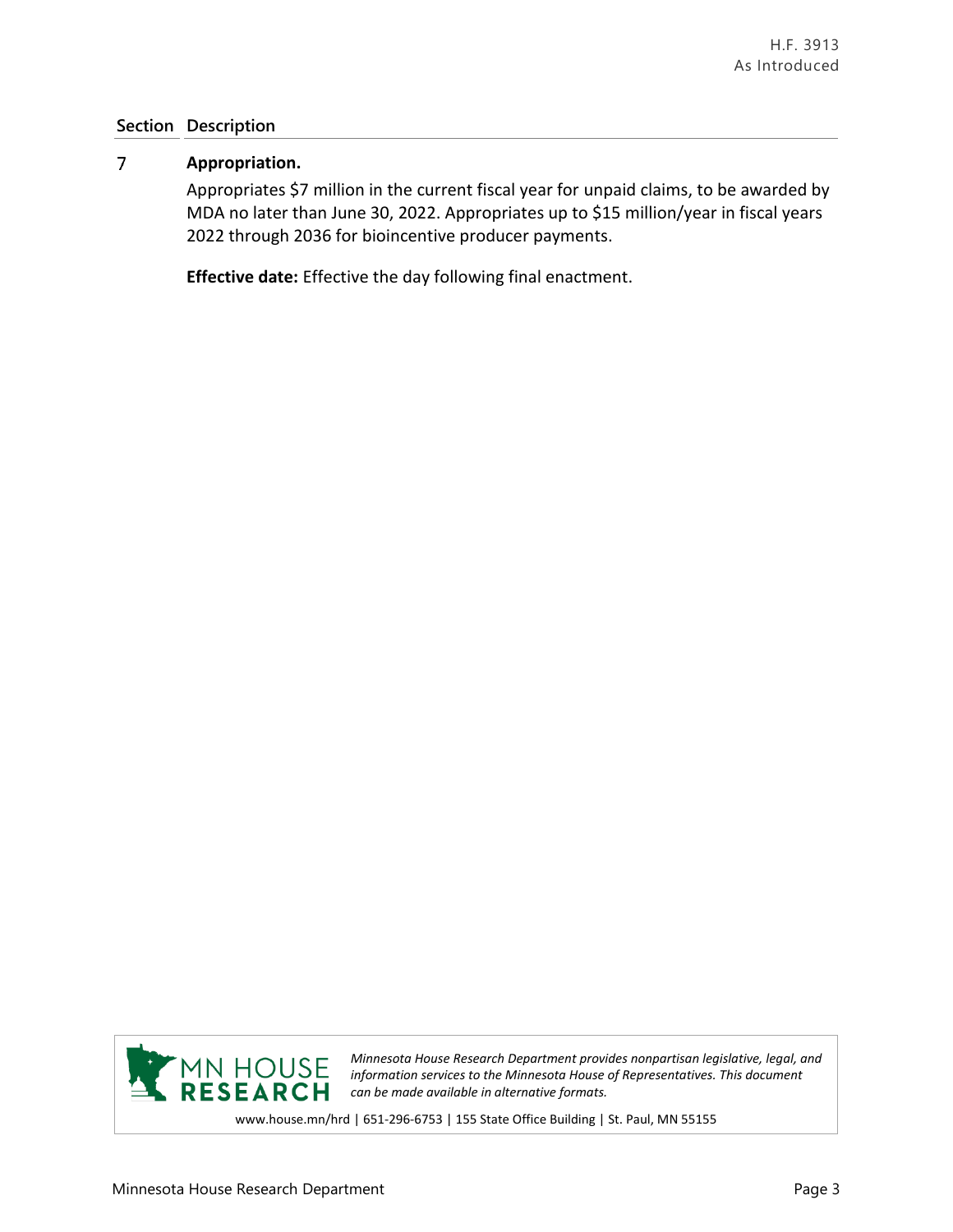| Section | Description |
|---|---|
| 7 | **Appropriation.**<br><br>Appropriates $7 million in the current fiscal year for unpaid claims, to be awarded by MDA no later than June 30, 2022. Appropriates up to $15 million/year in fiscal years 2022 through 2036 for bioincentive producer payments.<br><br>**Effective date:** Effective the day following final enactment. |

MN HOUSE RESEARCH

*Minnesota House Research Department provides nonpartisan legislative, legal, and information services to the Minnesota House of Representatives. This document can be made available in alternative formats.*

www.house.mn/hrd | 651-296-6753 | 155 State Office Building | St. Paul, MN 55155